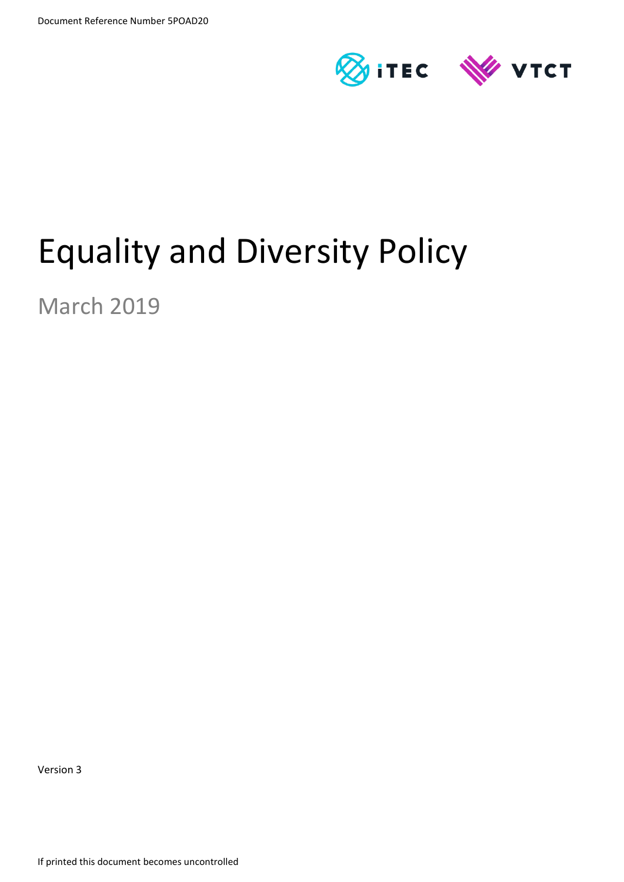Document Reference Number 5POAD20

# Equality and Diversity Policy

March 2019

Version 3

If printed this document becomes uncontrolled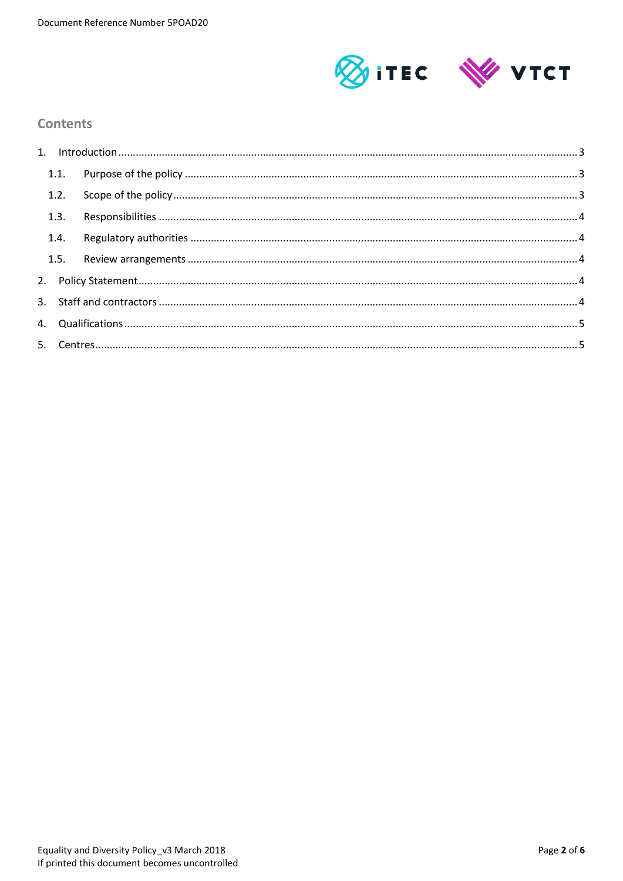## Contents

1. Introduction ............................................................ 3
   1.1. Purpose of the policy ............................................................ 3
   1.2. Scope of the policy ............................................................ 3
   1.3. Responsibilities ............................................................ 4
   1.4. Regulatory authorities ............................................................ 4
   1.5. Review arrangements ............................................................ 4
2. Policy Statement ............................................................ 4
3. Staff and contractors ............................................................ 4
4. Qualifications ............................................................ 5
5. Centres ............................................................ 5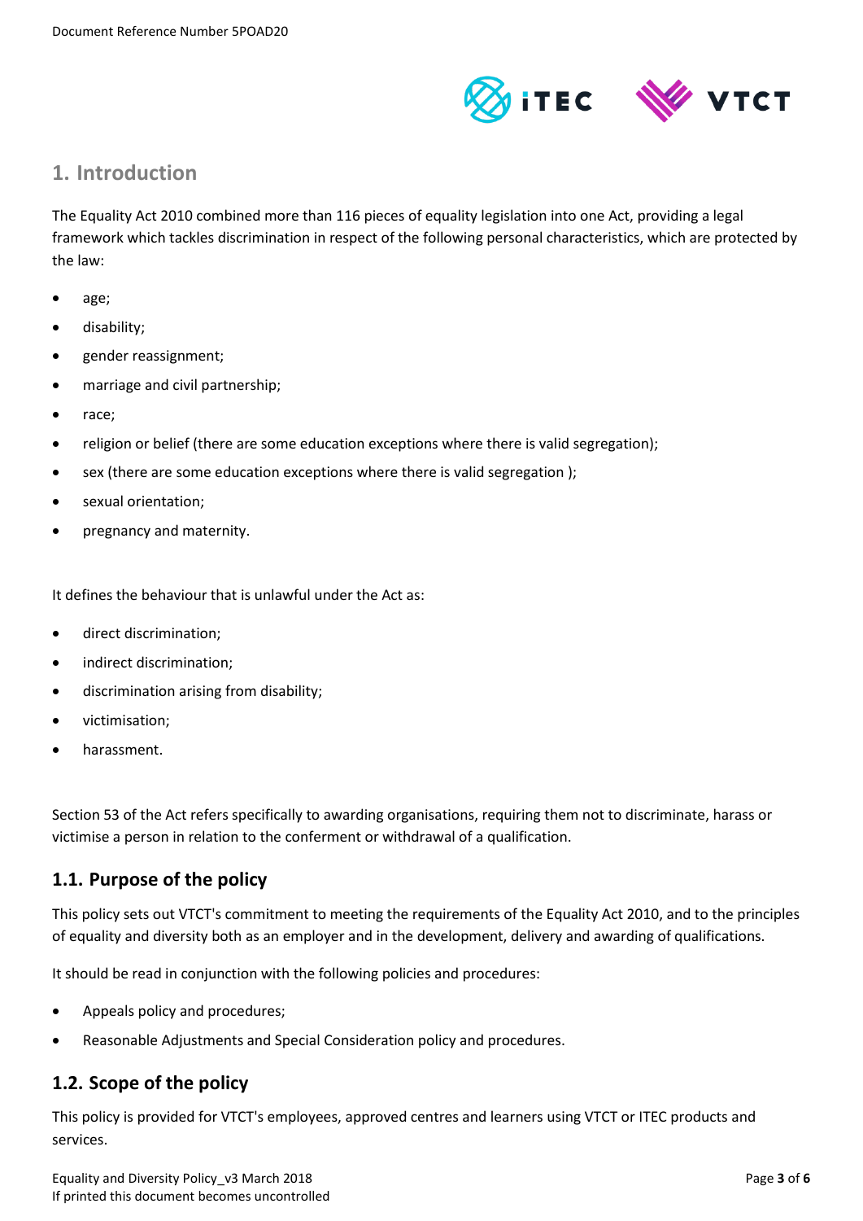## 1. Introduction

The Equality Act 2010 combined more than 116 pieces of equality legislation into one Act, providing a legal framework which tackles discrimination in respect of the following personal characteristics, which are protected by the law:

- age;
- disability;
- gender reassignment;
- marriage and civil partnership;
- race;
- religion or belief (there are some education exceptions where there is valid segregation);
- sex (there are some education exceptions where there is valid segregation );
- sexual orientation;
- pregnancy and maternity.

It defines the behaviour that is unlawful under the Act as:

- direct discrimination;
- indirect discrimination;
- discrimination arising from disability;
- victimisation;
- harassment.

Section 53 of the Act refers specifically to awarding organisations, requiring them not to discriminate, harass or victimise a person in relation to the conferment or withdrawal of a qualification.

### 1.1. Purpose of the policy

This policy sets out VTCT's commitment to meeting the requirements of the Equality Act 2010, and to the principles of equality and diversity both as an employer and in the development, delivery and awarding of qualifications.

It should be read in conjunction with the following policies and procedures:

- Appeals policy and procedures;
- Reasonable Adjustments and Special Consideration policy and procedures.

### 1.2. Scope of the policy

This policy is provided for VTCT's employees, approved centres and learners using VTCT or ITEC products and services.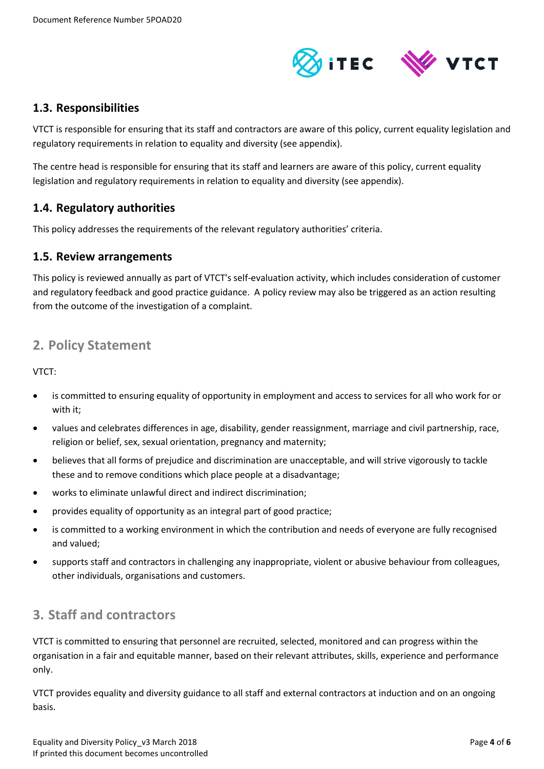## 1.3. Responsibilities

VTCT is responsible for ensuring that its staff and contractors are aware of this policy, current equality legislation and regulatory requirements in relation to equality and diversity (see appendix).

The centre head is responsible for ensuring that its staff and learners are aware of this policy, current equality legislation and regulatory requirements in relation to equality and diversity (see appendix).

## 1.4. Regulatory authorities

This policy addresses the requirements of the relevant regulatory authorities' criteria.

## 1.5. Review arrangements

This policy is reviewed annually as part of VTCT's self-evaluation activity, which includes consideration of customer and regulatory feedback and good practice guidance. A policy review may also be triggered as an action resulting from the outcome of the investigation of a complaint.

# 2. Policy Statement

VTCT:

- is committed to ensuring equality of opportunity in employment and access to services for all who work for or with it;
- values and celebrates differences in age, disability, gender reassignment, marriage and civil partnership, race, religion or belief, sex, sexual orientation, pregnancy and maternity;
- believes that all forms of prejudice and discrimination are unacceptable, and will strive vigorously to tackle these and to remove conditions which place people at a disadvantage;
- works to eliminate unlawful direct and indirect discrimination;
- provides equality of opportunity as an integral part of good practice;
- is committed to a working environment in which the contribution and needs of everyone are fully recognised and valued;
- supports staff and contractors in challenging any inappropriate, violent or abusive behaviour from colleagues, other individuals, organisations and customers.

# 3. Staff and contractors

VTCT is committed to ensuring that personnel are recruited, selected, monitored and can progress within the organisation in a fair and equitable manner, based on their relevant attributes, skills, experience and performance only.

VTCT provides equality and diversity guidance to all staff and external contractors at induction and on an ongoing basis.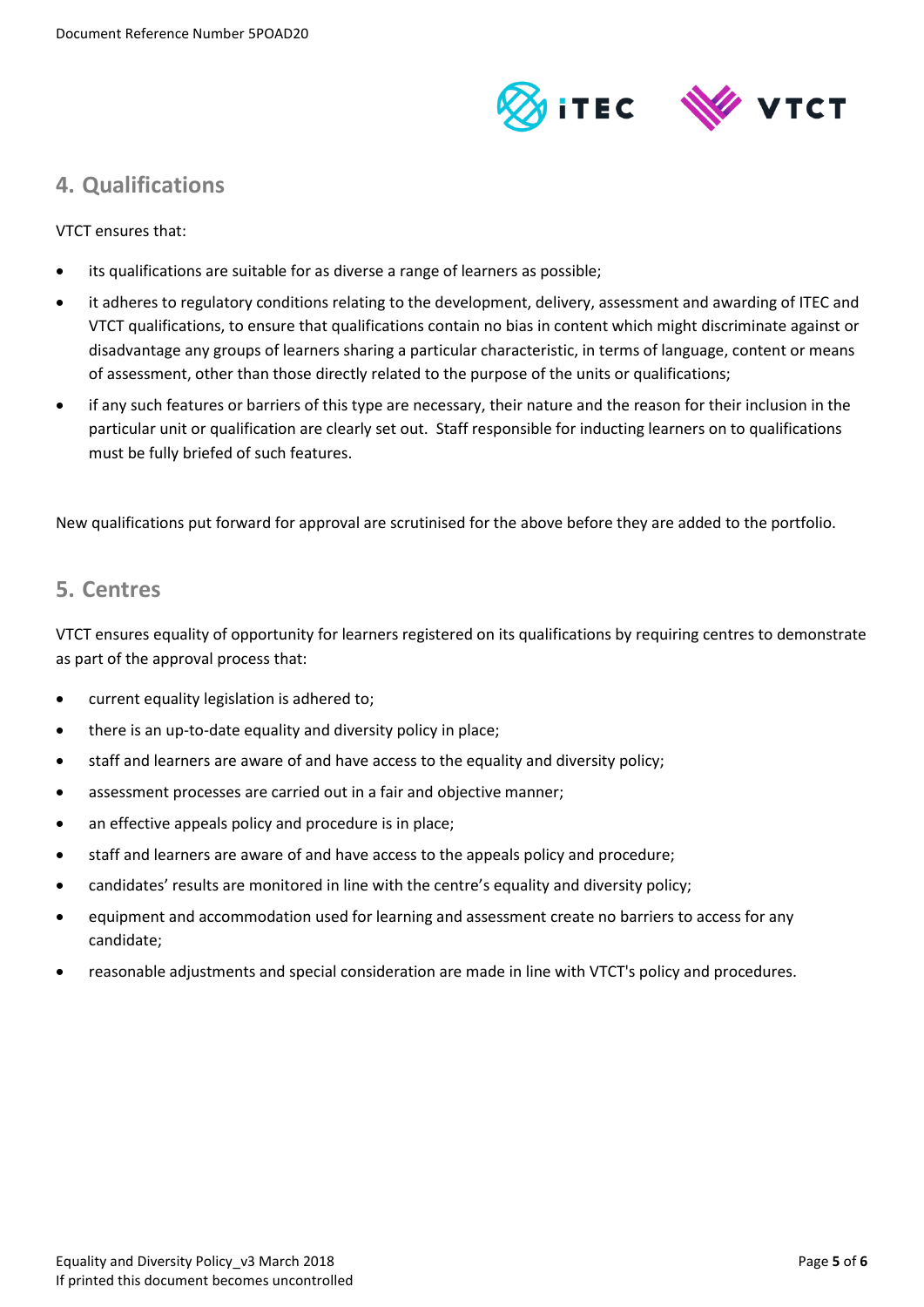## 4. Qualifications

VTCT ensures that:

- its qualifications are suitable for as diverse a range of learners as possible;
- it adheres to regulatory conditions relating to the development, delivery, assessment and awarding of ITEC and VTCT qualifications, to ensure that qualifications contain no bias in content which might discriminate against or disadvantage any groups of learners sharing a particular characteristic, in terms of language, content or means of assessment, other than those directly related to the purpose of the units or qualifications;
- if any such features or barriers of this type are necessary, their nature and the reason for their inclusion in the particular unit or qualification are clearly set out. Staff responsible for inducting learners on to qualifications must be fully briefed of such features.

New qualifications put forward for approval are scrutinised for the above before they are added to the portfolio.

## 5. Centres

VTCT ensures equality of opportunity for learners registered on its qualifications by requiring centres to demonstrate as part of the approval process that:

- current equality legislation is adhered to;
- there is an up-to-date equality and diversity policy in place;
- staff and learners are aware of and have access to the equality and diversity policy;
- assessment processes are carried out in a fair and objective manner;
- an effective appeals policy and procedure is in place;
- staff and learners are aware of and have access to the appeals policy and procedure;
- candidates' results are monitored in line with the centre's equality and diversity policy;
- equipment and accommodation used for learning and assessment create no barriers to access for any candidate;
- reasonable adjustments and special consideration are made in line with VTCT's policy and procedures.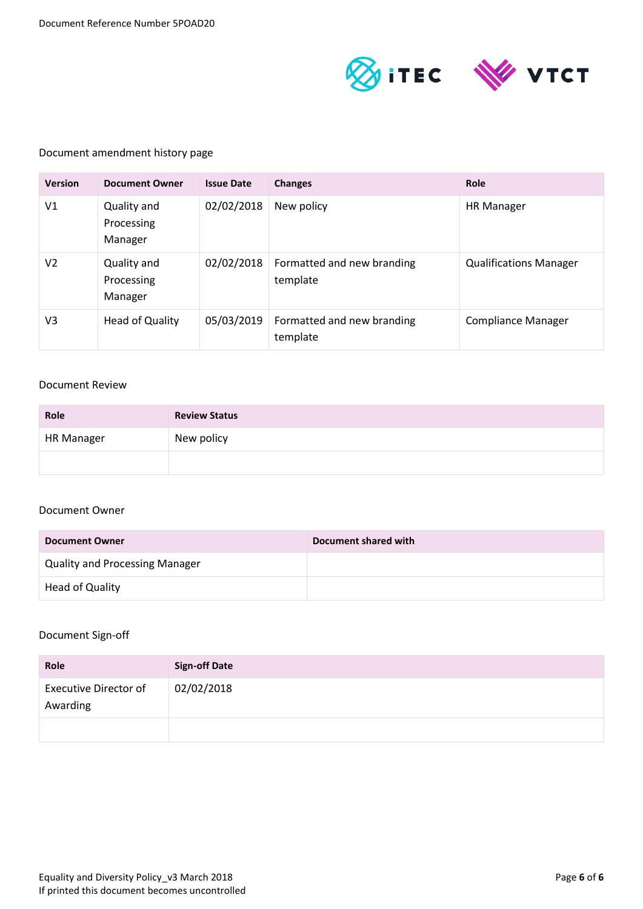Document amendment history page

| Version | Document Owner | Issue Date | Changes | Role |
|---|---|---|---|---|
| V1 | Quality and Processing Manager | 02/02/2018 | New policy | HR Manager |
| V2 | Quality and Processing Manager | 02/02/2018 | Formatted and new branding template | Qualifications Manager |
| V3 | Head of Quality | 05/03/2019 | Formatted and new branding template | Compliance Manager |

Document Review

| Role | Review Status |
|---|---|
| HR Manager | New policy |
| | |

Document Owner

| Document Owner | Document shared with |
|---|---|
| Quality and Processing Manager | |
| Head of Quality | |

Document Sign-off

| Role | Sign-off Date |
|---|---|
| Executive Director of Awarding | 02/02/2018 |
| | |